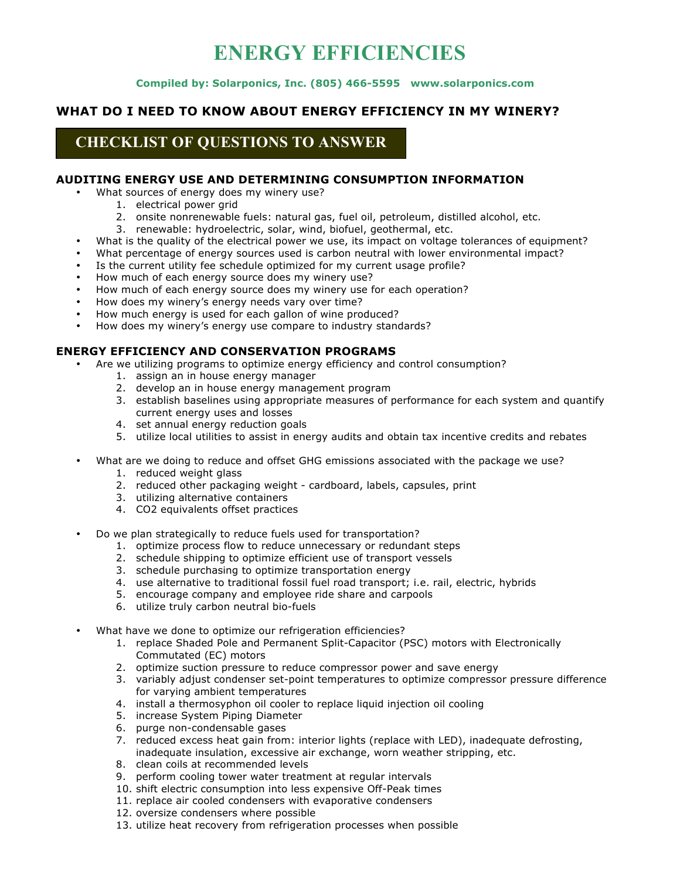# ENERGY EFFICIENCIES

**Compiled by: Solarponics, Inc. (805) 466-5595 www.solarponics.com**

## WHAT DO I NEED TO KNOW ABOUT ENERGY EFFICIENCY IN MY WINERY?

## CHECKLIST OF QUESTIONS TO ANSWER

### AUDITING ENERGY USE AND DETERMINING CONSUMPTION INFORMATION

- What sources of energy does my winery use?
    1. electrical power grid
    2. onsite nonrenewable fuels: natural gas, fuel oil, petroleum, distilled alcohol, etc.
    3. renewable: hydroelectric, solar, wind, biofuel, geothermal, etc.
- What is the quality of the electrical power we use, its impact on voltage tolerances of equipment?
- What percentage of energy sources used is carbon neutral with lower environmental impact?
- Is the current utility fee schedule optimized for my current usage profile?
- How much of each energy source does my winery use?
- How much of each energy source does my winery use for each operation?
- How does my winery's energy needs vary over time?
- How much energy is used for each gallon of wine produced?
- How does my winery's energy use compare to industry standards?

### ENERGY EFFICIENCY AND CONSERVATION PROGRAMS

- Are we utilizing programs to optimize energy efficiency and control consumption?
    1. assign an in house energy manager
    2. develop an in house energy management program
    3. establish baselines using appropriate measures of performance for each system and quantify current energy uses and losses
    4. set annual energy reduction goals
    5. utilize local utilities to assist in energy audits and obtain tax incentive credits and rebates

- What are we doing to reduce and offset GHG emissions associated with the package we use?
    1. reduced weight glass
    2. reduced other packaging weight - cardboard, labels, capsules, print
    3. utilizing alternative containers
    4. CO2 equivalents offset practices

- Do we plan strategically to reduce fuels used for transportation?
    1. optimize process flow to reduce unnecessary or redundant steps
    2. schedule shipping to optimize efficient use of transport vessels
    3. schedule purchasing to optimize transportation energy
    4. use alternative to traditional fossil fuel road transport; i.e. rail, electric, hybrids
    5. encourage company and employee ride share and carpools
    6. utilize truly carbon neutral bio-fuels

- What have we done to optimize our refrigeration efficiencies?
    1. replace Shaded Pole and Permanent Split-Capacitor (PSC) motors with Electronically Commutated (EC) motors
    2. optimize suction pressure to reduce compressor power and save energy
    3. variably adjust condenser set-point temperatures to optimize compressor pressure difference for varying ambient temperatures
    4. install a thermosyphon oil cooler to replace liquid injection oil cooling
    5. increase System Piping Diameter
    6. purge non-condensable gases
    7. reduced excess heat gain from: interior lights (replace with LED), inadequate defrosting, inadequate insulation, excessive air exchange, worn weather stripping, etc.
    8. clean coils at recommended levels
    9. perform cooling tower water treatment at regular intervals
    10. shift electric consumption into less expensive Off-Peak times
    11. replace air cooled condensers with evaporative condensers
    12. oversize condensers where possible
    13. utilize heat recovery from refrigeration processes when possible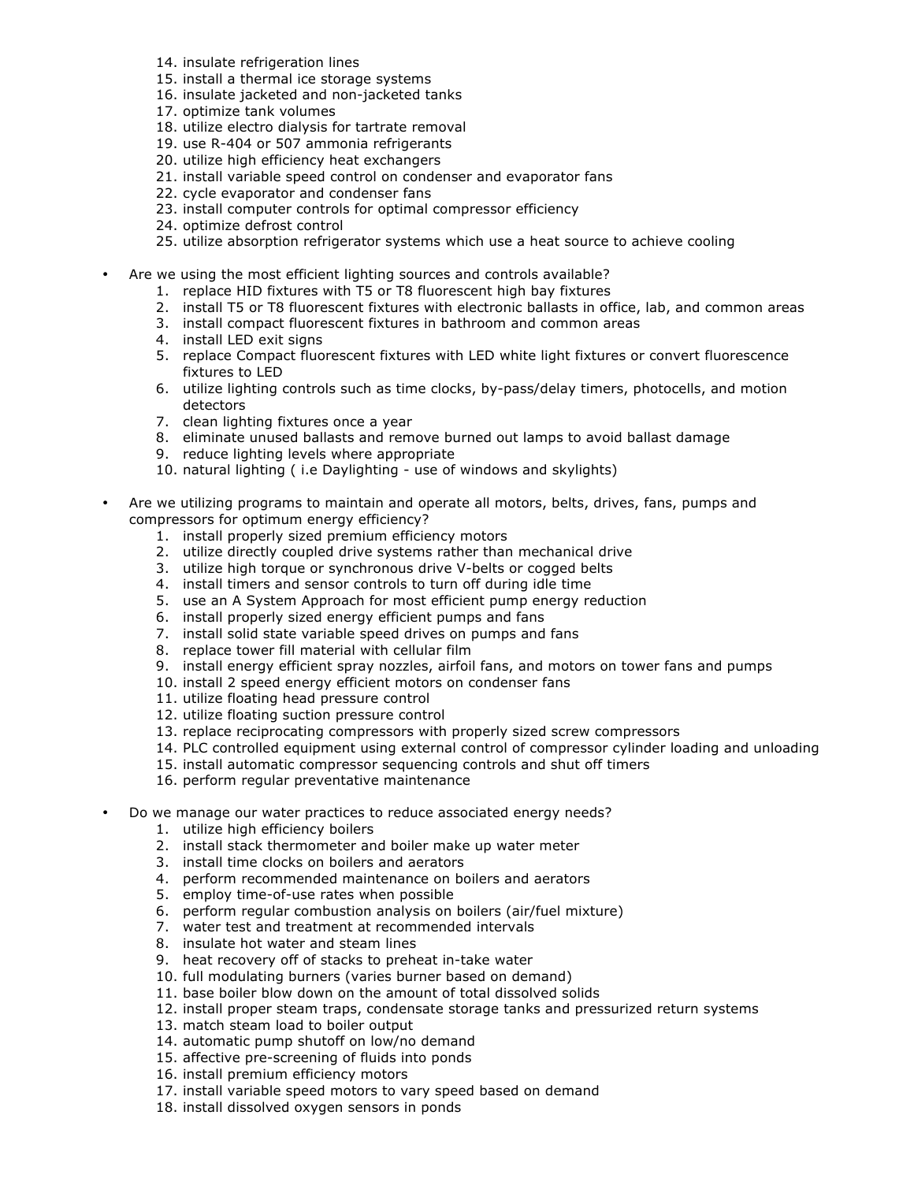14. insulate refrigeration lines
15. install a thermal ice storage systems
16. insulate jacketed and non-jacketed tanks
17. optimize tank volumes
18. utilize electro dialysis for tartrate removal
19. use R-404 or 507 ammonia refrigerants
20. utilize high efficiency heat exchangers
21. install variable speed control on condenser and evaporator fans
22. cycle evaporator and condenser fans
23. install computer controls for optimal compressor efficiency
24. optimize defrost control
25. utilize absorption refrigerator systems which use a heat source to achieve cooling

- Are we using the most efficient lighting sources and controls available?
    1. replace HID fixtures with T5 or T8 fluorescent high bay fixtures
    2. install T5 or T8 fluorescent fixtures with electronic ballasts in office, lab, and common areas
    3. install compact fluorescent fixtures in bathroom and common areas
    4. install LED exit signs
    5. replace Compact fluorescent fixtures with LED white light fixtures or convert fluorescence fixtures to LED
    6. utilize lighting controls such as time clocks, by-pass/delay timers, photocells, and motion detectors
    7. clean lighting fixtures once a year
    8. eliminate unused ballasts and remove burned out lamps to avoid ballast damage
    9. reduce lighting levels where appropriate
    10. natural lighting ( i.e Daylighting - use of windows and skylights)

- Are we utilizing programs to maintain and operate all motors, belts, drives, fans, pumps and compressors for optimum energy efficiency?
    1. install properly sized premium efficiency motors
    2. utilize directly coupled drive systems rather than mechanical drive
    3. utilize high torque or synchronous drive V-belts or cogged belts
    4. install timers and sensor controls to turn off during idle time
    5. use an A System Approach for most efficient pump energy reduction
    6. install properly sized energy efficient pumps and fans
    7. install solid state variable speed drives on pumps and fans
    8. replace tower fill material with cellular film
    9. install energy efficient spray nozzles, airfoil fans, and motors on tower fans and pumps
    10. install 2 speed energy efficient motors on condenser fans
    11. utilize floating head pressure control
    12. utilize floating suction pressure control
    13. replace reciprocating compressors with properly sized screw compressors
    14. PLC controlled equipment using external control of compressor cylinder loading and unloading
    15. install automatic compressor sequencing controls and shut off timers
    16. perform regular preventative maintenance

- Do we manage our water practices to reduce associated energy needs?
    1. utilize high efficiency boilers
    2. install stack thermometer and boiler make up water meter
    3. install time clocks on boilers and aerators
    4. perform recommended maintenance on boilers and aerators
    5. employ time-of-use rates when possible
    6. perform regular combustion analysis on boilers (air/fuel mixture)
    7. water test and treatment at recommended intervals
    8. insulate hot water and steam lines
    9. heat recovery off of stacks to preheat in-take water
    10. full modulating burners (varies burner based on demand)
    11. base boiler blow down on the amount of total dissolved solids
    12. install proper steam traps, condensate storage tanks and pressurized return systems
    13. match steam load to boiler output
    14. automatic pump shutoff on low/no demand
    15. affective pre-screening of fluids into ponds
    16. install premium efficiency motors
    17. install variable speed motors to vary speed based on demand
    18. install dissolved oxygen sensors in ponds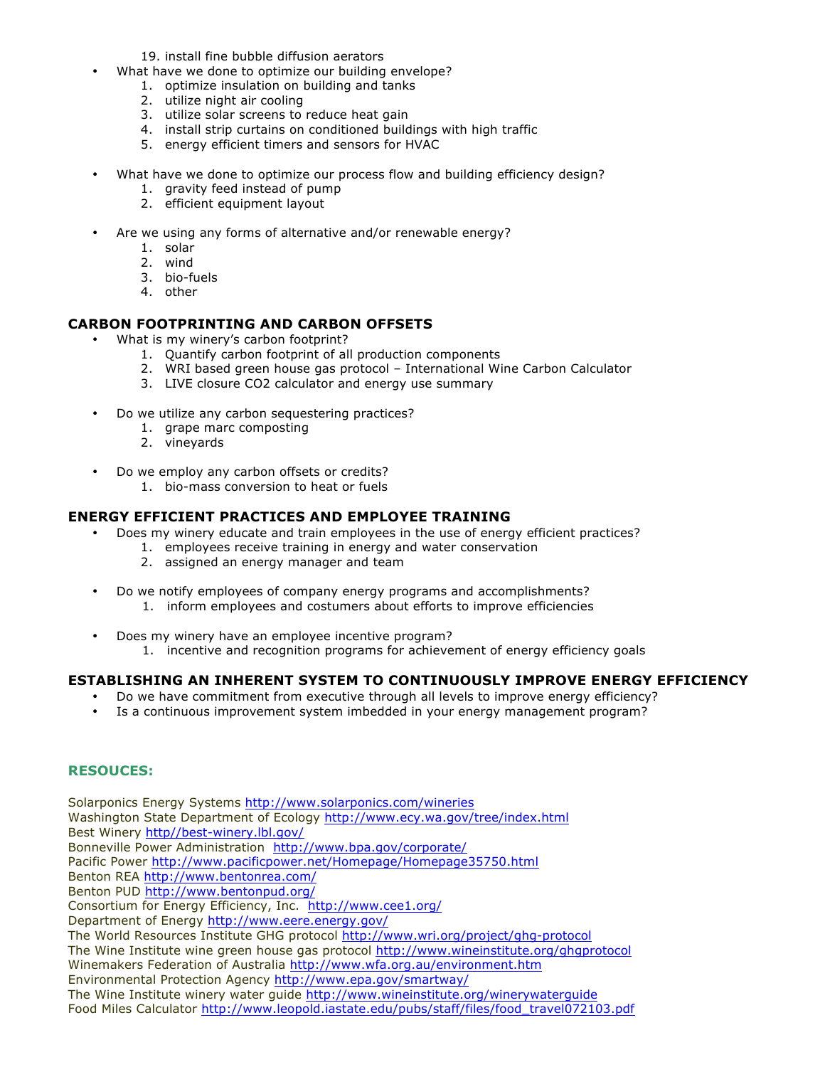19. install fine bubble diffusion aerators

- What have we done to optimize our building envelope?
    1. optimize insulation on building and tanks
    2. utilize night air cooling
    3. utilize solar screens to reduce heat gain
    4. install strip curtains on conditioned buildings with high traffic
    5. energy efficient timers and sensors for HVAC

- What have we done to optimize our process flow and building efficiency design?
    1. gravity feed instead of pump
    2. efficient equipment layout

- Are we using any forms of alternative and/or renewable energy?
    1. solar
    2. wind
    3. bio-fuels
    4. other

## CARBON FOOTPRINTING AND CARBON OFFSETS

- What is my winery's carbon footprint?
    1. Quantify carbon footprint of all production components
    2. WRI based green house gas protocol – International Wine Carbon Calculator
    3. LIVE closure CO2 calculator and energy use summary

- Do we utilize any carbon sequestering practices?
    1. grape marc composting
    2. vineyards

- Do we employ any carbon offsets or credits?
    1. bio-mass conversion to heat or fuels

## ENERGY EFFICIENT PRACTICES AND EMPLOYEE TRAINING

- Does my winery educate and train employees in the use of energy efficient practices?
    1. employees receive training in energy and water conservation
    2. assigned an energy manager and team

- Do we notify employees of company energy programs and accomplishments?
    1. inform employees and costumers about efforts to improve efficiencies

- Does my winery have an employee incentive program?
    1. incentive and recognition programs for achievement of energy efficiency goals

## ESTABLISHING AN INHERENT SYSTEM TO CONTINUOUSLY IMPROVE ENERGY EFFICIENCY

- Do we have commitment from executive through all levels to improve energy efficiency?
- Is a continuous improvement system imbedded in your energy management program?

## RESOUCES:

Solarponics Energy Systems http://www.solarponics.com/wineries
Washington State Department of Ecology http://www.ecy.wa.gov/tree/index.html
Best Winery http//best-winery.lbl.gov/
Bonneville Power Administration http://www.bpa.gov/corporate/
Pacific Power http://www.pacificpower.net/Homepage/Homepage35750.html
Benton REA http://www.bentonrea.com/
Benton PUD http://www.bentonpud.org/
Consortium for Energy Efficiency, Inc. http://www.cee1.org/
Department of Energy http://www.eere.energy.gov/
The World Resources Institute GHG protocol http://www.wri.org/project/ghg-protocol
The Wine Institute wine green house gas protocol http://www.wineinstitute.org/ghgprotocol
Winemakers Federation of Australia http://www.wfa.org.au/environment.htm
Environmental Protection Agency http://www.epa.gov/smartway/
The Wine Institute winery water guide http://www.wineinstitute.org/winerywaterguide
Food Miles Calculator http://www.leopold.iastate.edu/pubs/staff/files/food_travel072103.pdf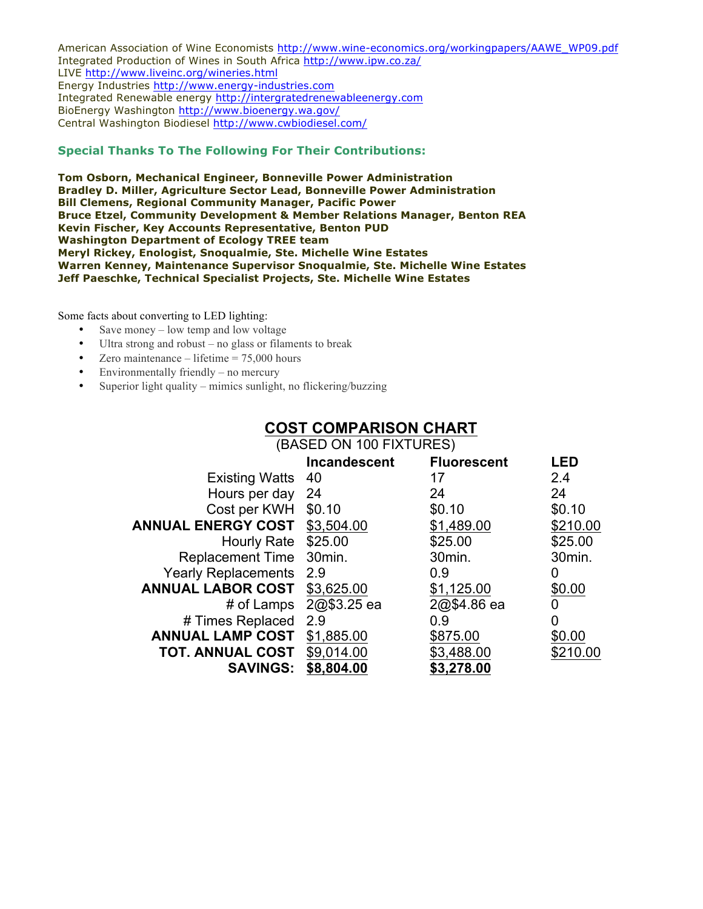American Association of Wine Economists http://www.wine-economics.org/workingpapers/AAWE_WP09.pdf
Integrated Production of Wines in South Africa http://www.ipw.co.za/
LIVE http://www.liveinc.org/wineries.html
Energy Industries http://www.energy-industries.com
Integrated Renewable energy http://intergratedrenewableenergy.com
BioEnergy Washington http://www.bioenergy.wa.gov/
Central Washington Biodiesel http://www.cwbiodiesel.com/

### Special Thanks To The Following For Their Contributions:

**Tom Osborn, Mechanical Engineer, Bonneville Power Administration**
**Bradley D. Miller, Agriculture Sector Lead, Bonneville Power Administration**
**Bill Clemens, Regional Community Manager, Pacific Power**
**Bruce Etzel, Community Development & Member Relations Manager, Benton REA**
**Kevin Fischer, Key Accounts Representative, Benton PUD**
**Washington Department of Ecology TREE team**
**Meryl Rickey, Enologist, Snoqualmie, Ste. Michelle Wine Estates**
**Warren Kenney, Maintenance Supervisor Snoqualmie, Ste. Michelle Wine Estates**
**Jeff Paeschke, Technical Specialist Projects, Ste. Michelle Wine Estates**

Some facts about converting to LED lighting:

- Save money – low temp and low voltage
- Ultra strong and robust – no glass or filaments to break
- Zero maintenance – lifetime = 75,000 hours
- Environmentally friendly – no mercury
- Superior light quality – mimics sunlight, no flickering/buzzing

## COST COMPARISON CHART

(BASED ON 100 FIXTURES)

| | Incandescent | Fluorescent | LED |
|---|---|---|---|
| Existing Watts | 40 | 17 | 2.4 |
| Hours per day | 24 | 24 | 24 |
| Cost per KWH | $0.10 | $0.10 | $0.10 |
| **ANNUAL ENERGY COST** | $3,504.00 | $1,489.00 | $210.00 |
| Hourly Rate | $25.00 | $25.00 | $25.00 |
| Replacement Time | 30min. | 30min. | 30min. |
| Yearly Replacements | 2.9 | 0.9 | 0 |
| **ANNUAL LABOR COST** | $3,625.00 | $1,125.00 | $0.00 |
| # of Lamps | 2@$3.25 ea | 2@$4.86 ea | 0 |
| # Times Replaced | 2.9 | 0.9 | 0 |
| **ANNUAL LAMP COST** | $1,885.00 | $875.00 | $0.00 |
| **TOT. ANNUAL COST** | $9,014.00 | $3,488.00 | $210.00 |
| **SAVINGS:** | **$8,804.00** | **$3,278.00** | |